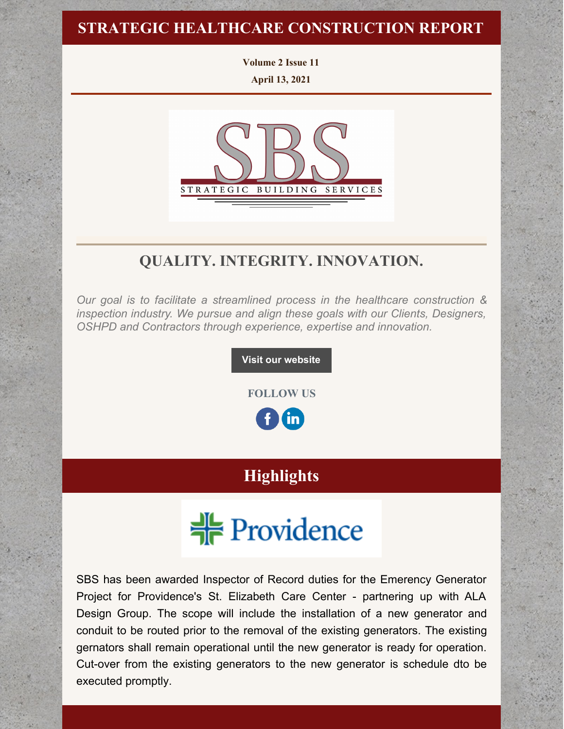# STRATEGIC HEALTHCARE CONSTRUCTION REPORT

**Volume 2 Issue 11**

**April 13, 2021**

## QUALITY. INTEGRITY. INNOVATION.

*Our goal is to facilitate a streamlined process in the healthcare construction & inspection industry. We pursue and align these goals with our Clients, Designers, OSHPD and Contractors through experience, expertise and innovation.*

**Visit our website**

**FOLLOW US**

## Highlights

SBS has been awarded Inspector of Record duties for the Emerency Generator Project for Providence's St. Elizabeth Care Center - partnering up with ALA Design Group. The scope will include the installation of a new generator and conduit to be routed prior to the removal of the existing generators. The existing gernators shall remain operational until the new generator is ready for operation. Cut-over from the existing generators to the new generator is schedule dto be executed promptly.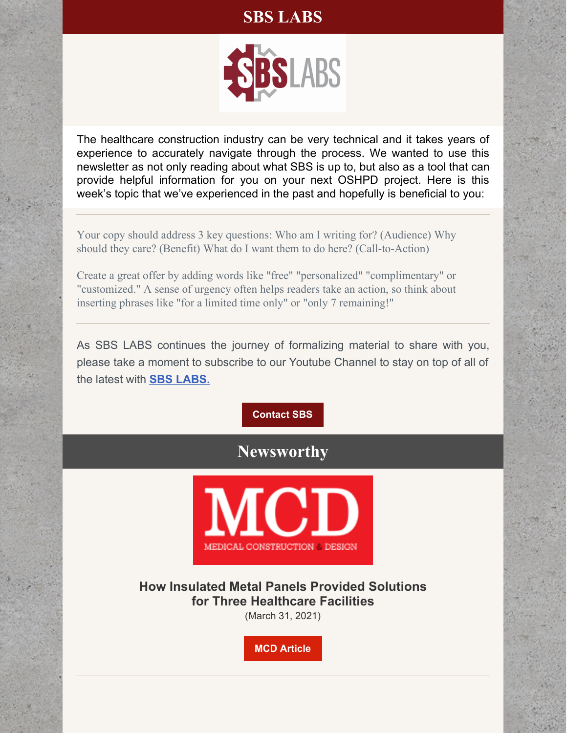# SBS LABS

The healthcare construction industry can be very technical and it takes years of experience to accurately navigate through the process. We wanted to use this newsletter as not only reading about what SBS is up to, but also as a tool that can provide helpful information for you on your next OSHPD project. Here is this week's topic that we've experienced in the past and hopefully is beneficial to you:

---

Your copy should address 3 key questions: Who am I writing for? (Audience) Why should they care? (Benefit) What do I want them to do here? (Call-to-Action)

Create a great offer by adding words like "free" "personalized" "complimentary" or "customized." A sense of urgency often helps readers take an action, so think about inserting phrases like "for a limited time only" or "only 7 remaining!"

---

As SBS LABS continues the journey of formalizing material to share with you, please take a moment to subscribe to our Youtube Channel to stay on top of all of the latest with **SBS LABS.**

**Contact SBS**

## Newsworthy

**How Insulated Metal Panels Provided Solutions for Three Healthcare Facilities**

(March 31, 2021)

**MCD Article**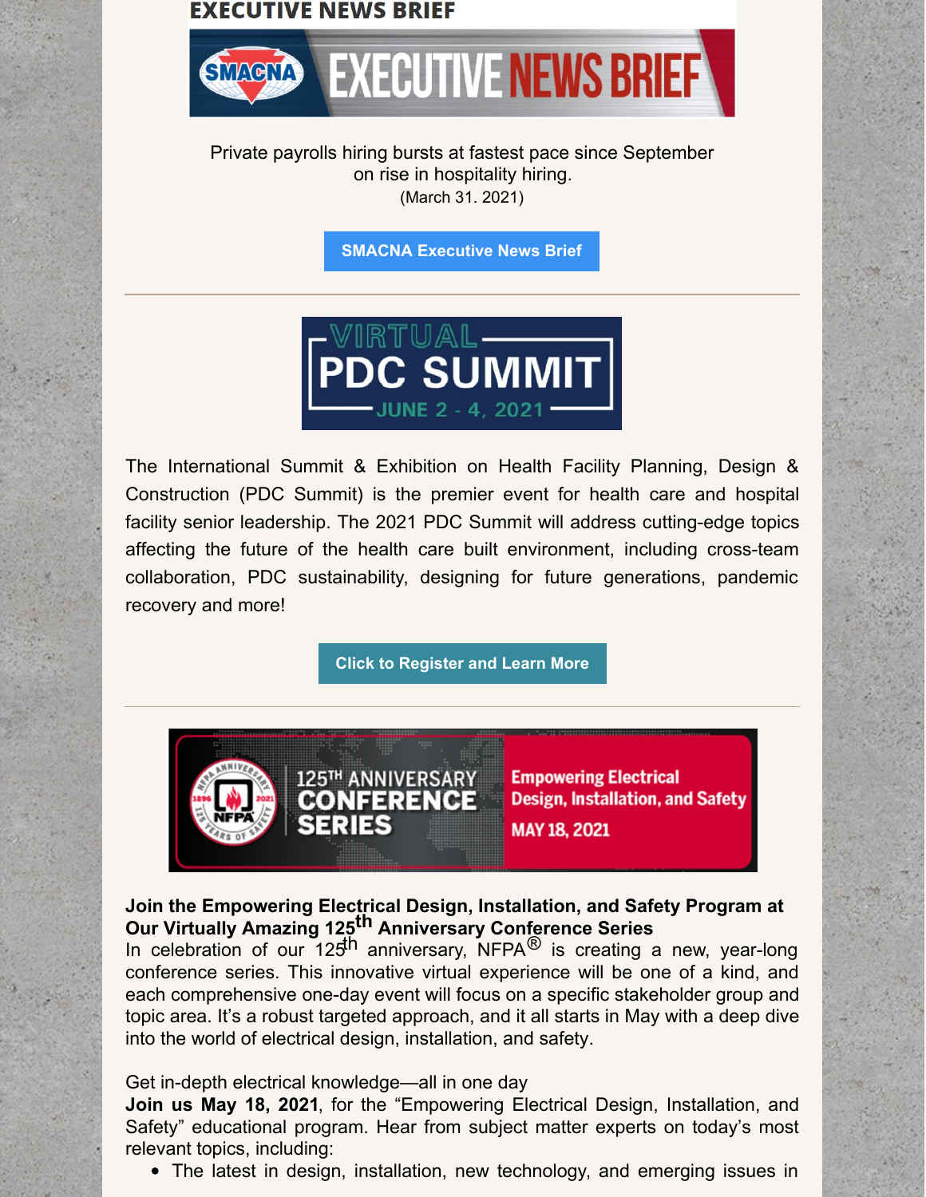## EXECUTIVE NEWS BRIEF

Private payrolls hiring bursts at fastest pace since September on rise in hospitality hiring.
(March 31. 2021)

**SMACNA Executive News Brief**

---

The International Summit & Exhibition on Health Facility Planning, Design & Construction (PDC Summit) is the premier event for health care and hospital facility senior leadership. The 2021 PDC Summit will address cutting-edge topics affecting the future of the health care built environment, including cross-team collaboration, PDC sustainability, designing for future generations, pandemic recovery and more!

**Click to Register and Learn More**

---

**Join the Empowering Electrical Design, Installation, and Safety Program at Our Virtually Amazing 125th Anniversary Conference Series**

In celebration of our 125th anniversary, NFPA® is creating a new, year-long conference series. This innovative virtual experience will be one of a kind, and each comprehensive one-day event will focus on a specific stakeholder group and topic area. It's a robust targeted approach, and it all starts in May with a deep dive into the world of electrical design, installation, and safety.

Get in-depth electrical knowledge—all in one day

**Join us May 18, 2021**, for the "Empowering Electrical Design, Installation, and Safety" educational program. Hear from subject matter experts on today's most relevant topics, including:

- The latest in design, installation, new technology, and emerging issues in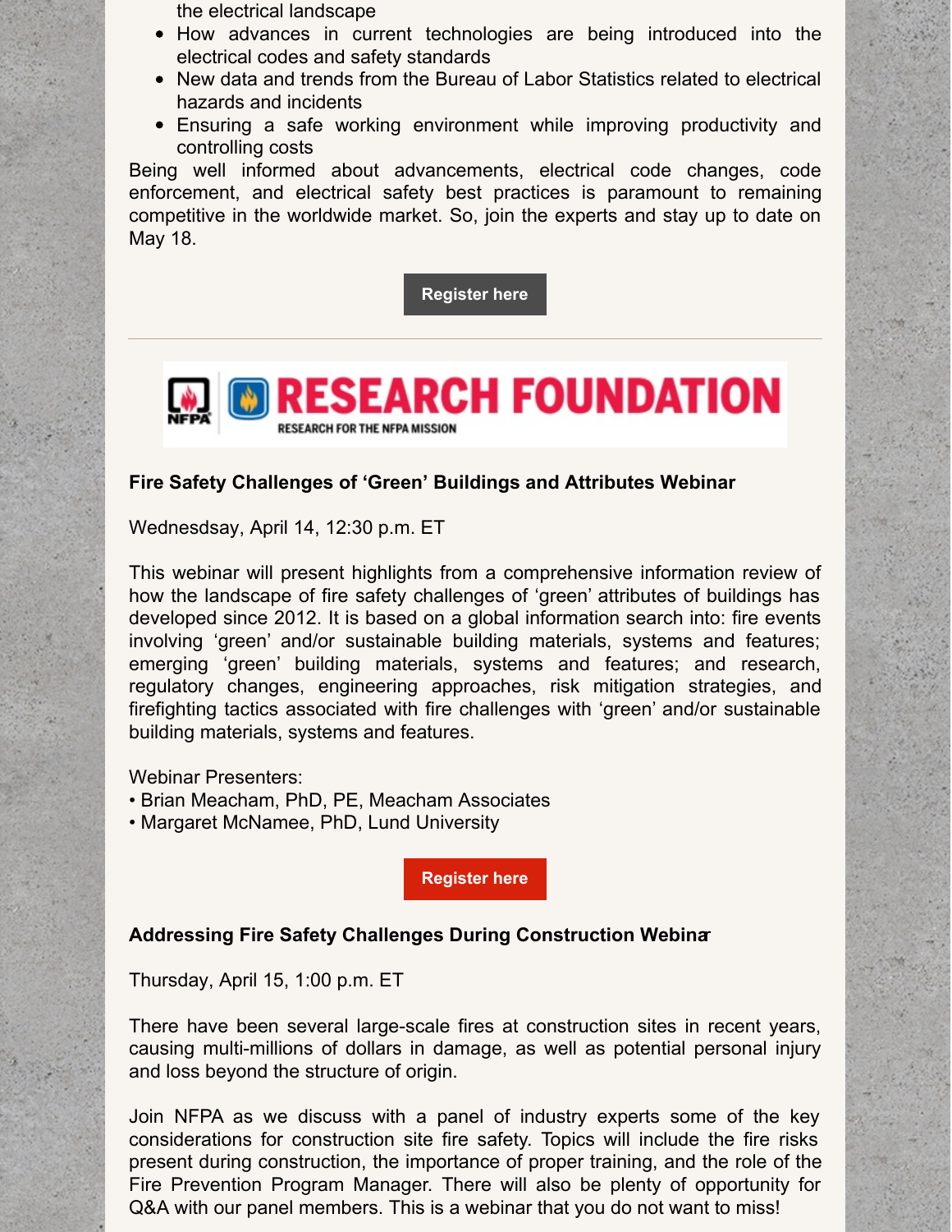the electrical landscape

- How advances in current technologies are being introduced into the electrical codes and safety standards
- New data and trends from the Bureau of Labor Statistics related to electrical hazards and incidents
- Ensuring a safe working environment while improving productivity and controlling costs

Being well informed about advancements, electrical code changes, code enforcement, and electrical safety best practices is paramount to remaining competitive in the worldwide market. So, join the experts and stay up to date on May 18.

**Register here**

---

RESEARCH FOUNDATION

RESEARCH FOR THE NFPA MISSION

### Fire Safety Challenges of 'Green' Buildings and Attributes Webinar

Wednesdsay, April 14, 12:30 p.m. ET

This webinar will present highlights from a comprehensive information review of how the landscape of fire safety challenges of 'green' attributes of buildings has developed since 2012. It is based on a global information search into: fire events involving 'green' and/or sustainable building materials, systems and features; emerging 'green' building materials, systems and features; and research, regulatory changes, engineering approaches, risk mitigation strategies, and firefighting tactics associated with fire challenges with 'green' and/or sustainable building materials, systems and features.

Webinar Presenters:

- Brian Meacham, PhD, PE, Meacham Associates
- Margaret McNamee, PhD, Lund University

**Register here**

### Addressing Fire Safety Challenges During Construction Webinar

Thursday, April 15, 1:00 p.m. ET

There have been several large-scale fires at construction sites in recent years, causing multi-millions of dollars in damage, as well as potential personal injury and loss beyond the structure of origin.

Join NFPA as we discuss with a panel of industry experts some of the key considerations for construction site fire safety. Topics will include the fire risks present during construction, the importance of proper training, and the role of the Fire Prevention Program Manager. There will also be plenty of opportunity for Q&A with our panel members. This is a webinar that you do not want to miss!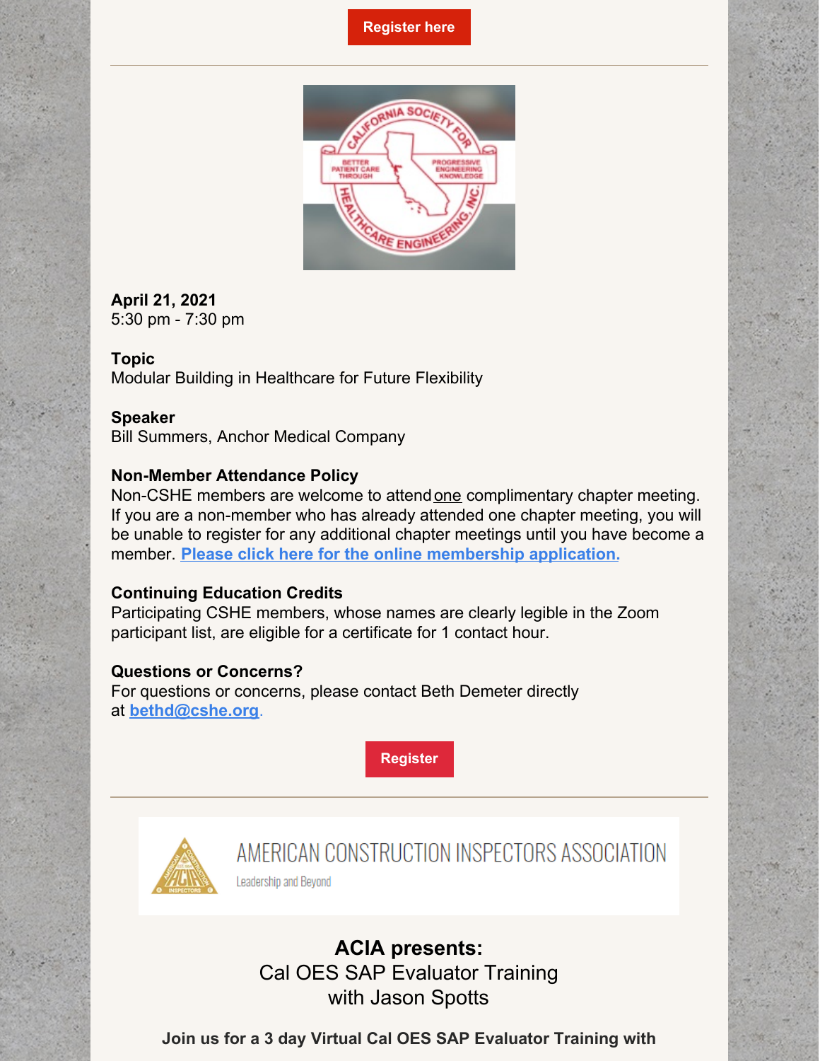Register here

**April 21, 2021**
5:30 pm - 7:30 pm

**Topic**
Modular Building in Healthcare for Future Flexibility

**Speaker**
Bill Summers, Anchor Medical Company

**Non-Member Attendance Policy**
Non-CSHE members are welcome to attend one complimentary chapter meeting. If you are a non-member who has already attended one chapter meeting, you will be unable to register for any additional chapter meetings until you have become a member. **Please click here for the online membership application.**

**Continuing Education Credits**
Participating CSHE members, whose names are clearly legible in the Zoom participant list, are eligible for a certificate for 1 contact hour.

**Questions or Concerns?**
For questions or concerns, please contact Beth Demeter directly at **bethd@cshe.org**.

Register

AMERICAN CONSTRUCTION INSPECTORS ASSOCIATION

Leadership and Beyond

## ACIA presents:

Cal OES SAP Evaluator Training
with Jason Spotts

**Join us for a 3 day Virtual Cal OES SAP Evaluator Training with**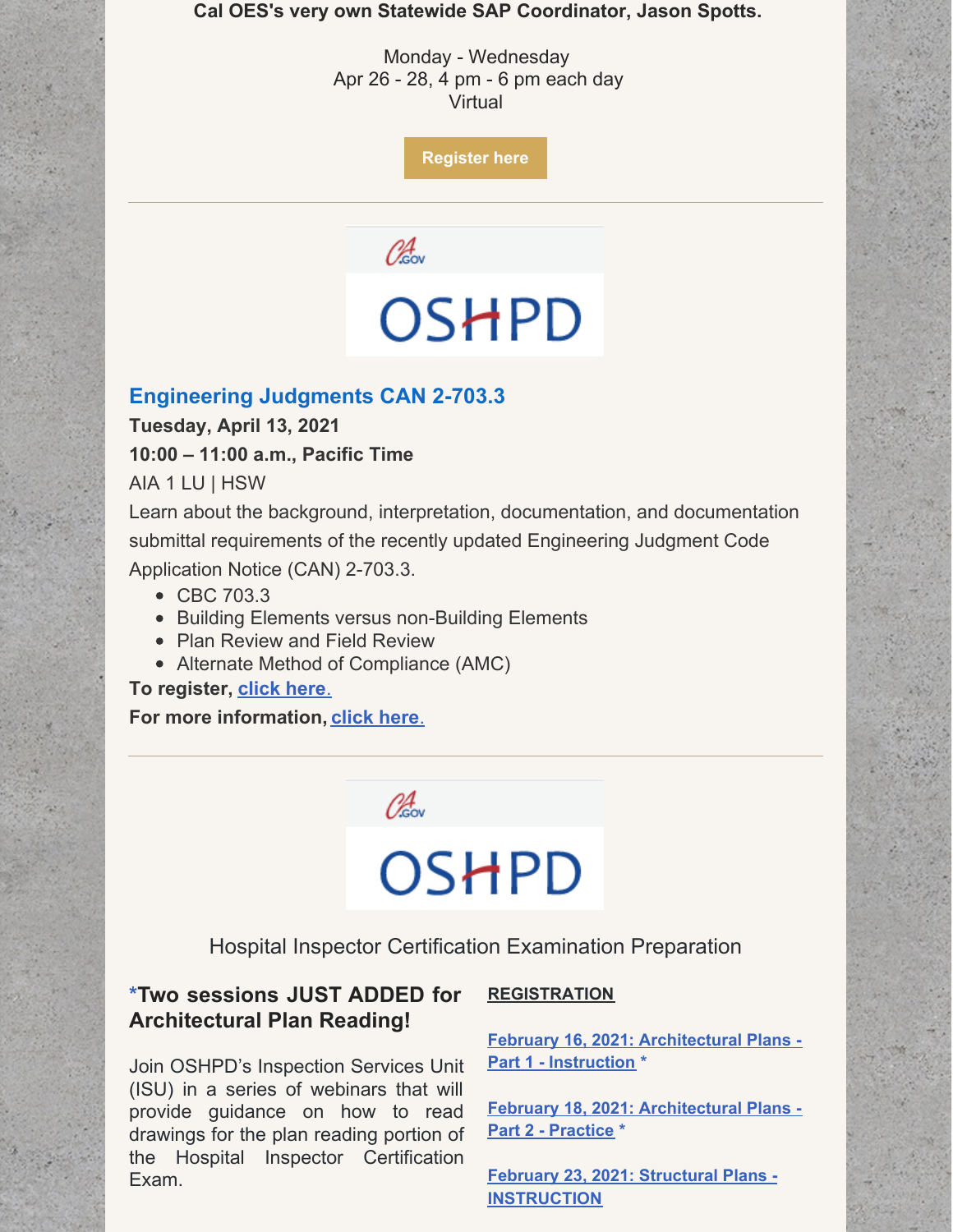**Cal OES's very own Statewide SAP Coordinator, Jason Spotts.**

Monday - Wednesday
Apr 26 - 28, 4 pm - 6 pm each day
Virtual

Register here

---

## Engineering Judgments CAN 2-703.3

**Tuesday, April 13, 2021**

**10:00 – 11:00 a.m., Pacific Time**

AIA 1 LU | HSW

Learn about the background, interpretation, documentation, and documentation submittal requirements of the recently updated Engineering Judgment Code Application Notice (CAN) 2-703.3.

- CBC 703.3
- Building Elements versus non-Building Elements
- Plan Review and Field Review
- Alternate Method of Compliance (AMC)

**To register, click here.**

**For more information, click here.**

---

Hospital Inspector Certification Examination Preparation

### *Two sessions JUST ADDED for Architectural Plan Reading!

Join OSHPD's Inspection Services Unit (ISU) in a series of webinars that will provide guidance on how to read drawings for the plan reading portion of the Hospital Inspector Certification Exam.

**REGISTRATION**

**February 16, 2021: Architectural Plans - Part 1 - Instruction** *

**February 18, 2021: Architectural Plans - Part 2 - Practice** *

**February 23, 2021: Structural Plans - INSTRUCTION**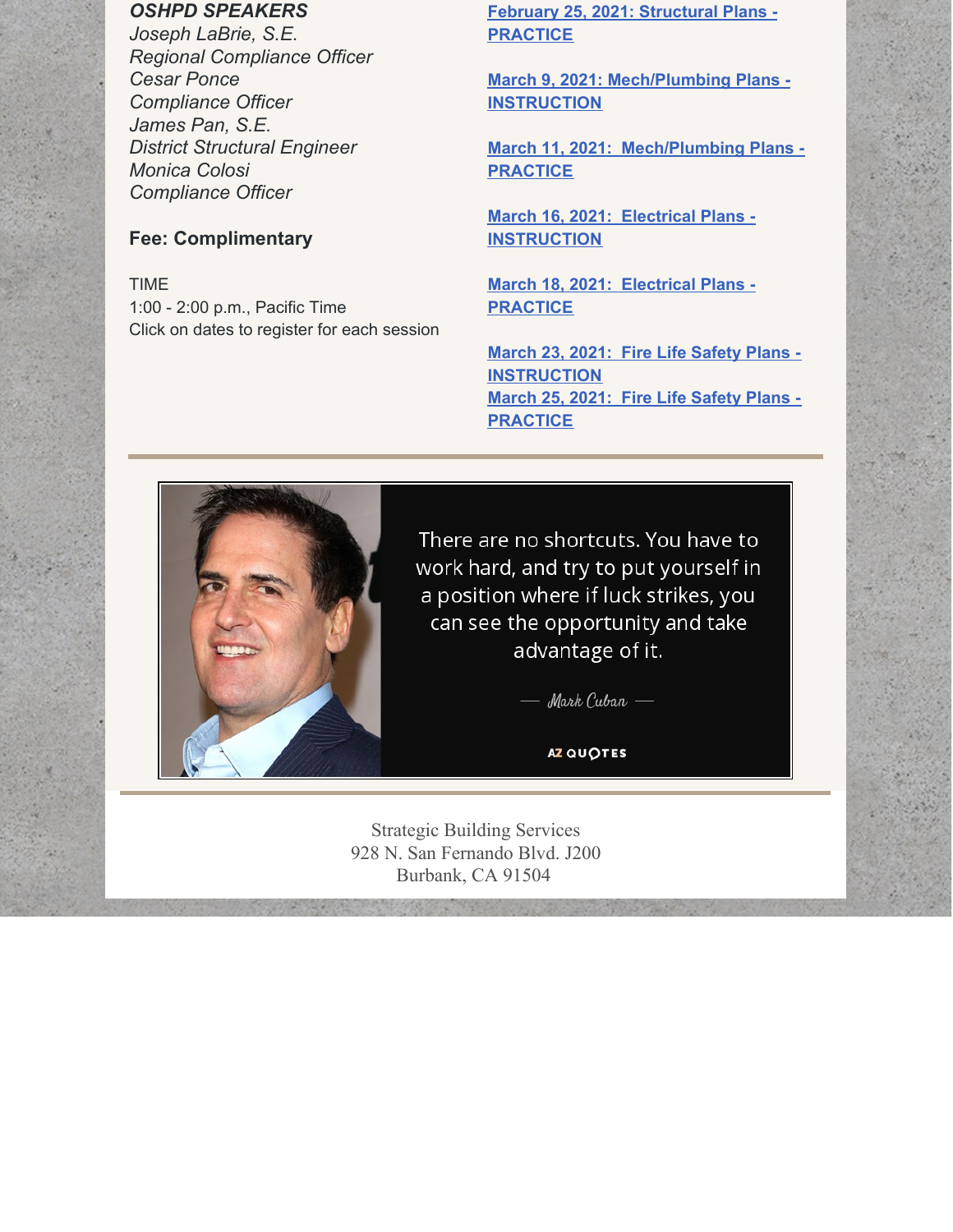***OSHPD SPEAKERS***
*Joseph LaBrie, S.E.*
*Regional Compliance Officer*
*Cesar Ponce*
*Compliance Officer*
*James Pan, S.E.*
*District Structural Engineer*
*Monica Colosi*
*Compliance Officer*

**Fee: Complimentary**

TIME
1:00 - 2:00 p.m., Pacific Time
Click on dates to register for each session

**February 25, 2021: Structural Plans - PRACTICE**

**March 9, 2021: Mech/Plumbing Plans - INSTRUCTION**

**March 11, 2021: Mech/Plumbing Plans - PRACTICE**

**March 16, 2021: Electrical Plans - INSTRUCTION**

**March 18, 2021: Electrical Plans - PRACTICE**

**March 23, 2021: Fire Life Safety Plans - INSTRUCTION**
**March 25, 2021: Fire Life Safety Plans - PRACTICE**

---

There are no shortcuts. You have to work hard, and try to put yourself in a position where if luck strikes, you can see the opportunity and take advantage of it.

— Mark Cuban —

AZ QUOTES

---

Strategic Building Services
928 N. San Fernando Blvd. J200
Burbank, CA 91504